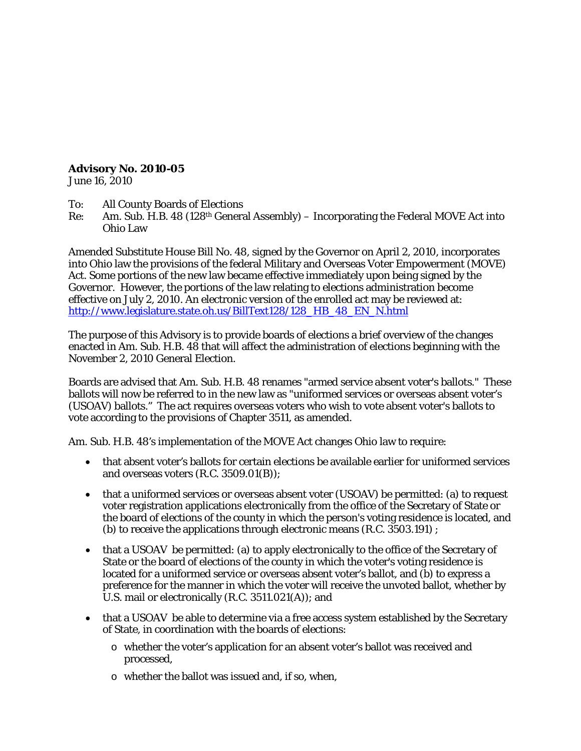**Advisory No. 2010-05**
June 16, 2010

To: All County Boards of Elections
Re: Am. Sub. H.B. 48 (128th General Assembly) – Incorporating the Federal MOVE Act into Ohio Law

Amended Substitute House Bill No. 48, signed by the Governor on April 2, 2010, incorporates into Ohio law the provisions of the federal Military and Overseas Voter Empowerment (MOVE) Act. Some portions of the new law became effective immediately upon being signed by the Governor. However, the portions of the law relating to elections administration become effective on July 2, 2010. An electronic version of the enrolled act may be reviewed at: [http://www.legislature.state.oh.us/BillText128/128_HB_48_EN_N.html](http://www.legislature.state.oh.us/BillText128/128_HB_48_EN_N.html)

The purpose of this Advisory is to provide boards of elections a brief overview of the changes enacted in Am. Sub. H.B. 48 that will affect the administration of elections beginning with the November 2, 2010 General Election.

Boards are advised that Am. Sub. H.B. 48 renames "armed service absent voter's ballots." These ballots will now be referred to in the new law as "uniformed services or overseas absent voter's (USOAV) ballots." The act requires overseas voters who wish to vote absent voter's ballots to vote according to the provisions of Chapter 3511, as amended.

Am. Sub. H.B. 48's implementation of the MOVE Act changes Ohio law to require:

- that absent voter's ballots for certain elections be available earlier for uniformed services and overseas voters (R.C. 3509.01(B));
- that a uniformed services or overseas absent voter (USOAV) be permitted: (a) to request voter registration applications electronically from the office of the Secretary of State or the board of elections of the county in which the person's voting residence is located, and (b) to receive the applications through electronic means (R.C. 3503.191) ;
- that a USOAV be permitted: (a) to apply electronically to the office of the Secretary of State or the board of elections of the county in which the voter's voting residence is located for a uniformed service or overseas absent voter's ballot, and (b) to express a preference for the manner in which the voter will receive the unvoted ballot, whether by U.S. mail or electronically (R.C. 3511.021(A)); and
- that a USOAV be able to determine via a free access system established by the Secretary of State, in coordination with the boards of elections:
  - whether the voter's application for an absent voter's ballot was received and processed,
  - whether the ballot was issued and, if so, when,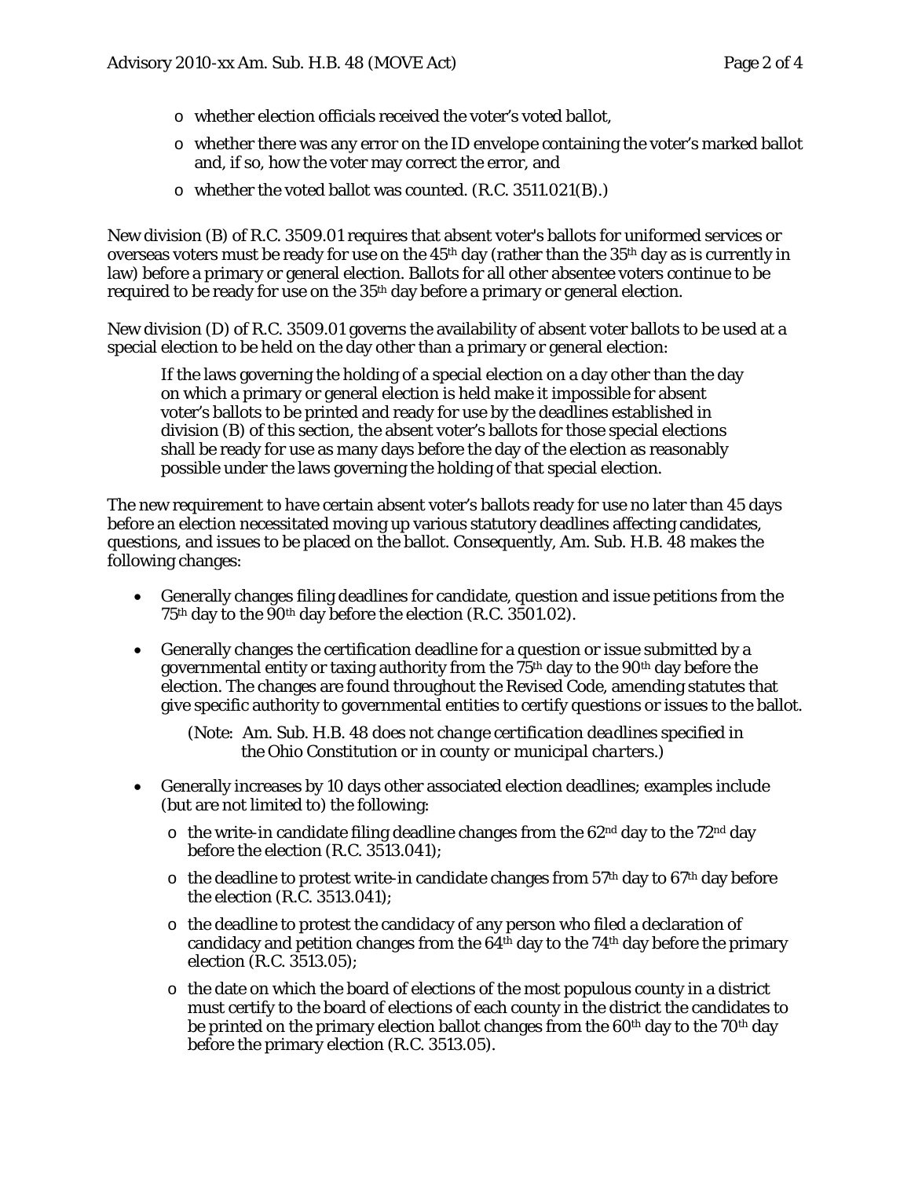- whether election officials received the voter's voted ballot,
  - whether there was any error on the ID envelope containing the voter's marked ballot and, if so, how the voter may correct the error, and
  - whether the voted ballot was counted. (R.C. 3511.021(B).)

New division (B) of R.C. 3509.01 requires that absent voter's ballots for uniformed services or overseas voters must be ready for use on the 45th day (rather than the 35th day as is currently in law) before a primary or general election. Ballots for all other absentee voters continue to be required to be ready for use on the 35th day before a primary or general election.

New division (D) of R.C. 3509.01 governs the availability of absent voter ballots to be used at a special election to be held on the day other than a primary or general election:

> If the laws governing the holding of a special election on a day other than the day on which a primary or general election is held make it impossible for absent voter's ballots to be printed and ready for use by the deadlines established in division (B) of this section, the absent voter's ballots for those special elections shall be ready for use as many days before the day of the election as reasonably possible under the laws governing the holding of that special election.

The new requirement to have certain absent voter's ballots ready for use no later than 45 days before an election necessitated moving up various statutory deadlines affecting candidates, questions, and issues to be placed on the ballot. Consequently, Am. Sub. H.B. 48 makes the following changes:

- Generally changes filing deadlines for candidate, question and issue petitions from the 75th day to the 90th day before the election (R.C. 3501.02).
- Generally changes the certification deadline for a question or issue submitted by a governmental entity or taxing authority from the 75th day to the 90th day before the election. The changes are found throughout the Revised Code, amending statutes that give specific authority to governmental entities to certify questions or issues to the ballot.

  (Note: *Am. Sub. H.B. 48 does not change certification deadlines specified in the Ohio Constitution or in county or municipal charters.*)

- Generally increases by 10 days other associated election deadlines; examples include (but are not limited to) the following:
  - the write-in candidate filing deadline changes from the 62nd day to the 72nd day before the election (R.C. 3513.041);
  - the deadline to protest write-in candidate changes from 57th day to 67th day before the election (R.C. 3513.041);
  - the deadline to protest the candidacy of any person who filed a declaration of candidacy and petition changes from the 64th day to the 74th day before the primary election (R.C. 3513.05);
  - the date on which the board of elections of the most populous county in a district must certify to the board of elections of each county in the district the candidates to be printed on the primary election ballot changes from the 60th day to the 70th day before the primary election (R.C. 3513.05).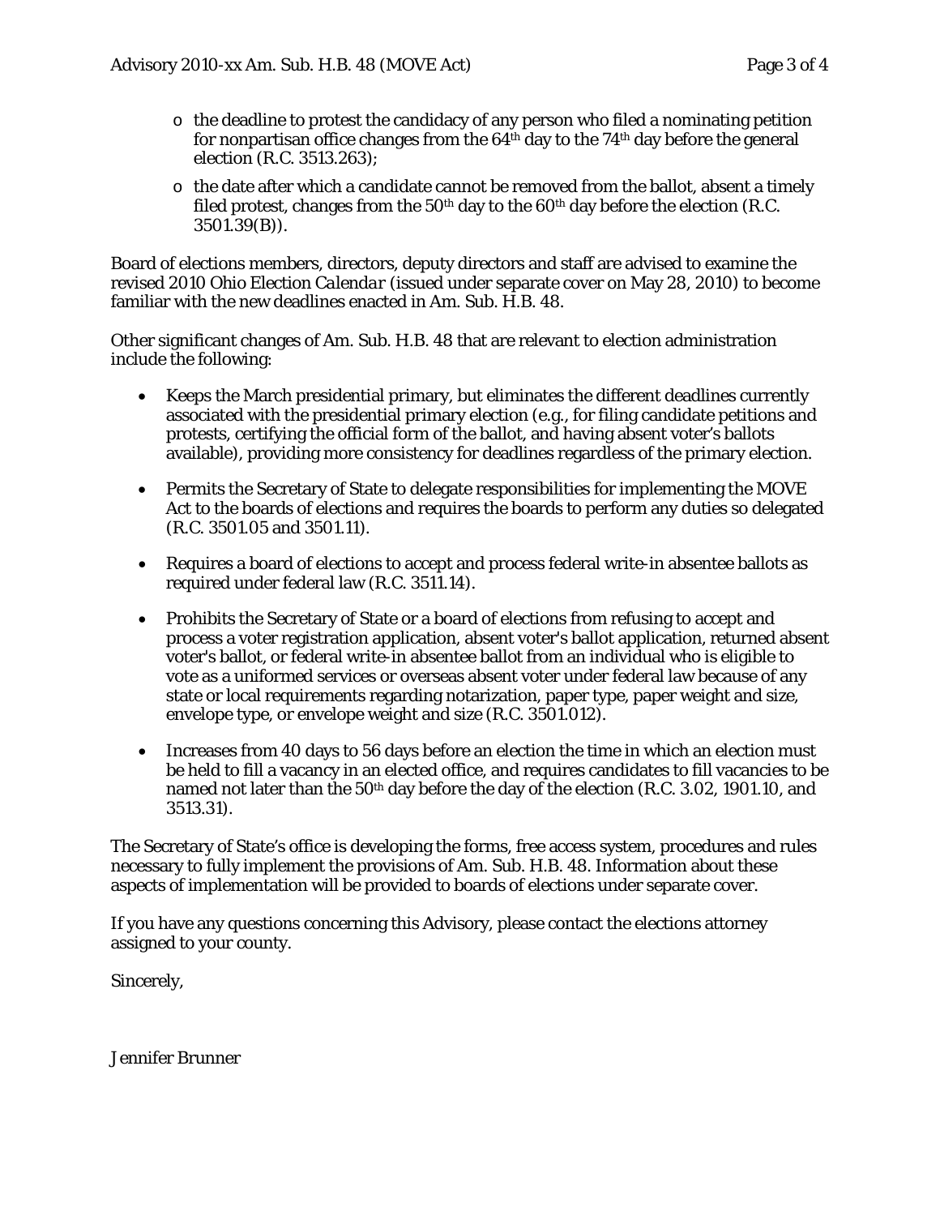- the deadline to protest the candidacy of any person who filed a nominating petition for nonpartisan office changes from the 64th day to the 74th day before the general election (R.C. 3513.263);
  - the date after which a candidate cannot be removed from the ballot, absent a timely filed protest, changes from the 50th day to the 60th day before the election (R.C. 3501.39(B)).

Board of elections members, directors, deputy directors and staff are advised to examine the revised *2010 Ohio Election Calendar* (issued under separate cover on May 28, 2010) to become familiar with the new deadlines enacted in Am. Sub. H.B. 48.

Other significant changes of Am. Sub. H.B. 48 that are relevant to election administration include the following:

- Keeps the March presidential primary, but eliminates the different deadlines currently associated with the presidential primary election (e.g., for filing candidate petitions and protests, certifying the official form of the ballot, and having absent voter's ballots available), providing more consistency for deadlines regardless of the primary election.

- Permits the Secretary of State to delegate responsibilities for implementing the MOVE Act to the boards of elections and requires the boards to perform any duties so delegated (R.C. 3501.05 and 3501.11).

- Requires a board of elections to accept and process federal write-in absentee ballots as required under federal law (R.C. 3511.14).

- Prohibits the Secretary of State or a board of elections from refusing to accept and process a voter registration application, absent voter's ballot application, returned absent voter's ballot, or federal write-in absentee ballot from an individual who is eligible to vote as a uniformed services or overseas absent voter under federal law because of any state or local requirements regarding notarization, paper type, paper weight and size, envelope type, or envelope weight and size (R.C. 3501.012).

- Increases from 40 days to 56 days before an election the time in which an election must be held to fill a vacancy in an elected office, and requires candidates to fill vacancies to be named not later than the 50th day before the day of the election (R.C. 3.02, 1901.10, and 3513.31).

The Secretary of State's office is developing the forms, free access system, procedures and rules necessary to fully implement the provisions of Am. Sub. H.B. 48. Information about these aspects of implementation will be provided to boards of elections under separate cover.

If you have any questions concerning this Advisory, please contact the elections attorney assigned to your county.

Sincerely,

Jennifer Brunner